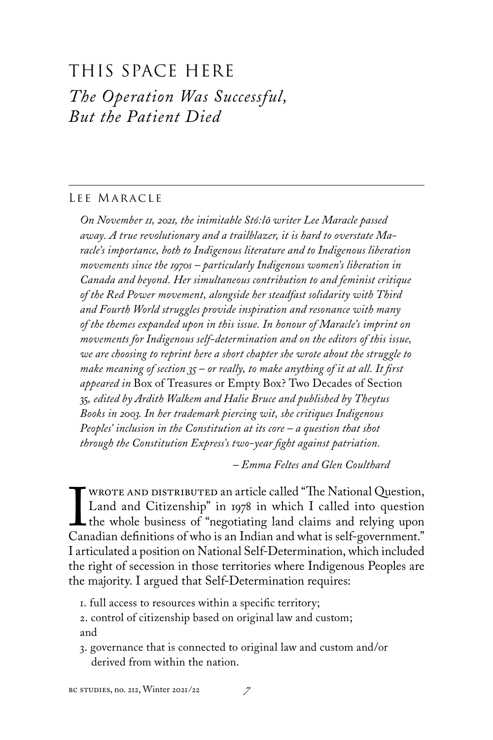# THIS SPACE HERE

## *The Operation Was Successful, But the Patient Died*

### Lee Maracle

*On November 11, 2021, the inimitable Stó:lō writer Lee Maracle passed away. A true revolutionary and a trailblazer, it is hard to overstate Maracle's importance, both to Indigenous literature and to Indigenous liberation movements since the 1970s – particularly Indigenous women's liberation in Canada and beyond. Her simultaneous contribution to and feminist critique of the Red Power movement, alongside her steadfast solidarity with Third and Fourth World struggles provide inspiration and resonance with many of the themes expanded upon in this issue. In honour of Maracle's imprint on movements for Indigenous self-determination and on the editors of this issue, we are choosing to reprint here a short chapter she wrote about the struggle to make meaning of section 35 – or really, to make anything of it at all. It first appeared in* Box of Treasures or Empty Box? Two Decades of Section 35*, edited by Ardith Walkem and Halie Bruce and published by Theytus Books in 2003. In her trademark piercing wit, she critiques Indigenous Peoples' inclusion in the Constitution at its core – a question that shot through the Constitution Express's two-year fight against patriation.*

*– Emma Feltes and Glen Coulthard*

I wrote and distributed an article called "The National Question, Land and Citizenship" in 1978 in which I called into question the whole business of "negotiating land claims and relying upon Canadian definitions of who is an Indian and what is self-government." I articulated a position on National Self-Determination, which included the right of secession in those territories where Indigenous Peoples are the majority. I argued that Self-Determination requires:

1. full access to resources within a specific territory;
2. control of citizenship based on original law and custom; and
3. governance that is connected to original law and custom and/or derived from within the nation.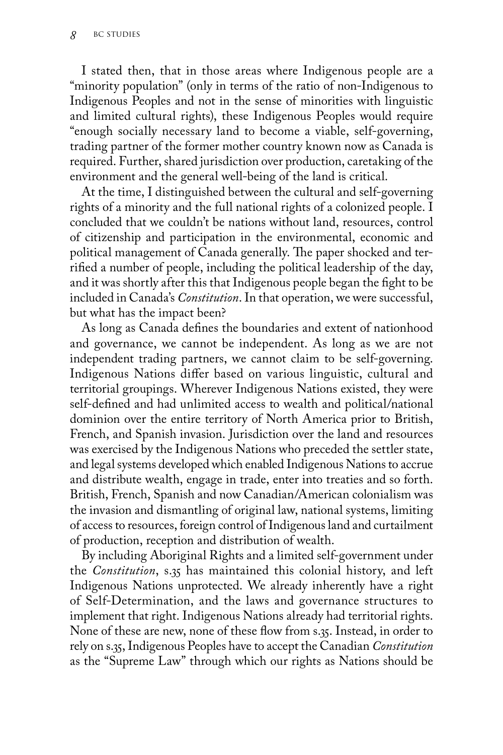I stated then, that in those areas where Indigenous people are a "minority population" (only in terms of the ratio of non-Indigenous to Indigenous Peoples and not in the sense of minorities with linguistic and limited cultural rights), these Indigenous Peoples would require "enough socially necessary land to become a viable, self-governing, trading partner of the former mother country known now as Canada is required. Further, shared jurisdiction over production, caretaking of the environment and the general well-being of the land is critical.

At the time, I distinguished between the cultural and self-governing rights of a minority and the full national rights of a colonized people. I concluded that we couldn't be nations without land, resources, control of citizenship and participation in the environmental, economic and political management of Canada generally. The paper shocked and terrified a number of people, including the political leadership of the day, and it was shortly after this that Indigenous people began the fight to be included in Canada's *Constitution*. In that operation, we were successful, but what has the impact been?

As long as Canada defines the boundaries and extent of nationhood and governance, we cannot be independent. As long as we are not independent trading partners, we cannot claim to be self-governing. Indigenous Nations differ based on various linguistic, cultural and territorial groupings. Wherever Indigenous Nations existed, they were self-defined and had unlimited access to wealth and political/national dominion over the entire territory of North America prior to British, French, and Spanish invasion. Jurisdiction over the land and resources was exercised by the Indigenous Nations who preceded the settler state, and legal systems developed which enabled Indigenous Nations to accrue and distribute wealth, engage in trade, enter into treaties and so forth. British, French, Spanish and now Canadian/American colonialism was the invasion and dismantling of original law, national systems, limiting of access to resources, foreign control of Indigenous land and curtailment of production, reception and distribution of wealth.

By including Aboriginal Rights and a limited self-government under the *Constitution*, s.35 has maintained this colonial history, and left Indigenous Nations unprotected. We already inherently have a right of Self-Determination, and the laws and governance structures to implement that right. Indigenous Nations already had territorial rights. None of these are new, none of these flow from s.35. Instead, in order to rely on s.35, Indigenous Peoples have to accept the Canadian *Constitution* as the "Supreme Law" through which our rights as Nations should be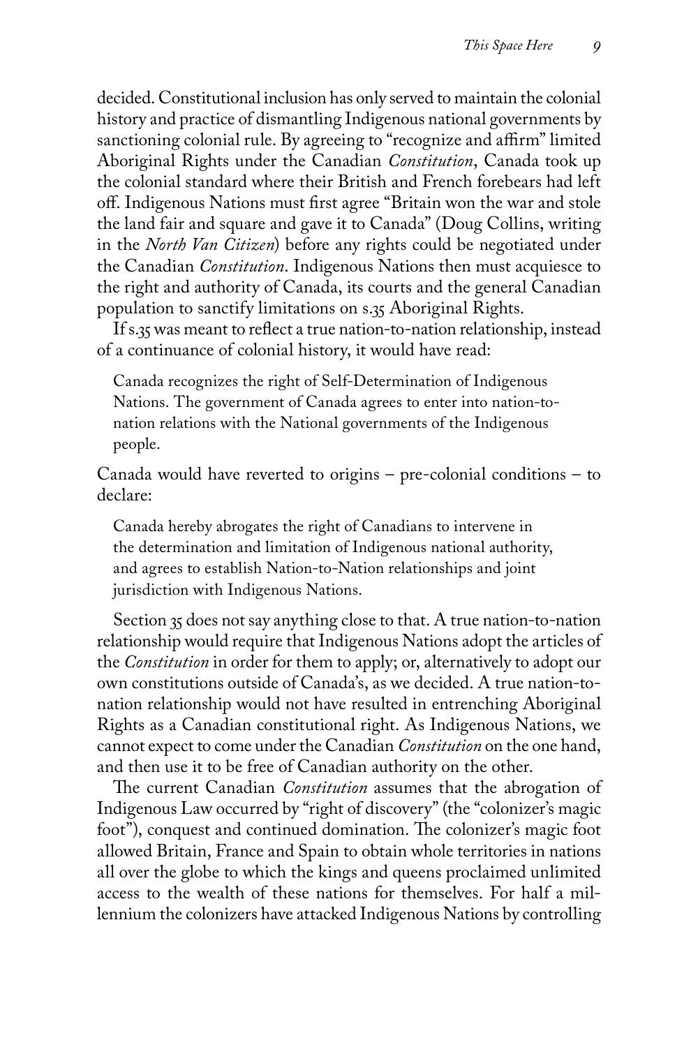decided. Constitutional inclusion has only served to maintain the colonial history and practice of dismantling Indigenous national governments by sanctioning colonial rule. By agreeing to "recognize and affirm" limited Aboriginal Rights under the Canadian *Constitution*, Canada took up the colonial standard where their British and French forebears had left off. Indigenous Nations must first agree "Britain won the war and stole the land fair and square and gave it to Canada" (Doug Collins, writing in the *North Van Citizen*) before any rights could be negotiated under the Canadian *Constitution*. Indigenous Nations then must acquiesce to the right and authority of Canada, its courts and the general Canadian population to sanctify limitations on s.35 Aboriginal Rights.

If s.35 was meant to reflect a true nation-to-nation relationship, instead of a continuance of colonial history, it would have read:

> Canada recognizes the right of Self-Determination of Indigenous Nations. The government of Canada agrees to enter into nation-to-nation relations with the National governments of the Indigenous people.

Canada would have reverted to origins – pre-colonial conditions – to declare:

> Canada hereby abrogates the right of Canadians to intervene in the determination and limitation of Indigenous national authority, and agrees to establish Nation-to-Nation relationships and joint jurisdiction with Indigenous Nations.

Section 35 does not say anything close to that. A true nation-to-nation relationship would require that Indigenous Nations adopt the articles of the *Constitution* in order for them to apply; or, alternatively to adopt our own constitutions outside of Canada's, as we decided. A true nation-to-nation relationship would not have resulted in entrenching Aboriginal Rights as a Canadian constitutional right. As Indigenous Nations, we cannot expect to come under the Canadian *Constitution* on the one hand, and then use it to be free of Canadian authority on the other.

The current Canadian *Constitution* assumes that the abrogation of Indigenous Law occurred by "right of discovery" (the "colonizer's magic foot"), conquest and continued domination. The colonizer's magic foot allowed Britain, France and Spain to obtain whole territories in nations all over the globe to which the kings and queens proclaimed unlimited access to the wealth of these nations for themselves. For half a millennium the colonizers have attacked Indigenous Nations by controlling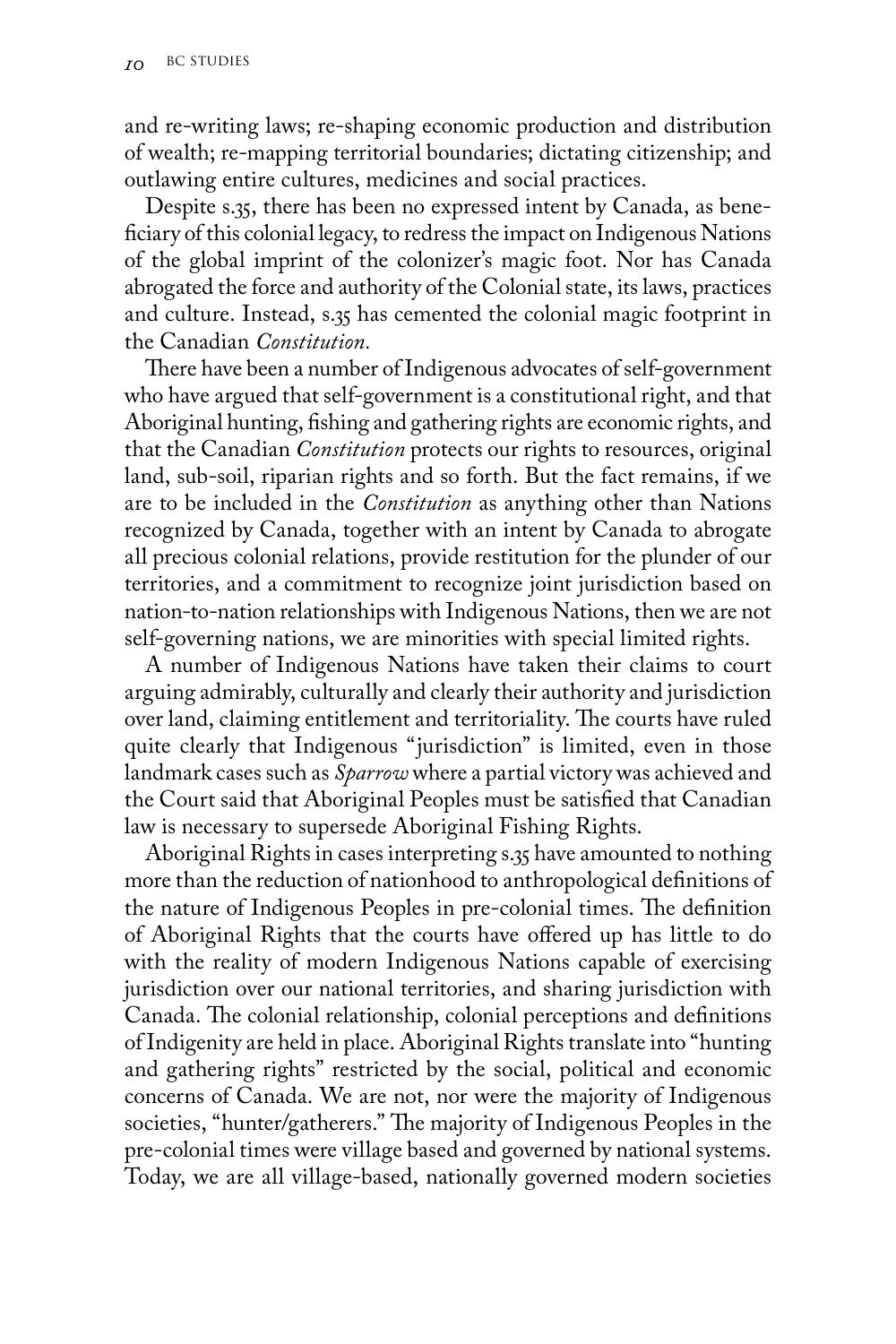and re-writing laws; re-shaping economic production and distribution of wealth; re-mapping territorial boundaries; dictating citizenship; and outlawing entire cultures, medicines and social practices.

Despite s.35, there has been no expressed intent by Canada, as beneficiary of this colonial legacy, to redress the impact on Indigenous Nations of the global imprint of the colonizer's magic foot. Nor has Canada abrogated the force and authority of the Colonial state, its laws, practices and culture. Instead, s.35 has cemented the colonial magic footprint in the Canadian *Constitution.*

There have been a number of Indigenous advocates of self-government who have argued that self-government is a constitutional right, and that Aboriginal hunting, fishing and gathering rights are economic rights, and that the Canadian *Constitution* protects our rights to resources, original land, sub-soil, riparian rights and so forth. But the fact remains, if we are to be included in the *Constitution* as anything other than Nations recognized by Canada, together with an intent by Canada to abrogate all precious colonial relations, provide restitution for the plunder of our territories, and a commitment to recognize joint jurisdiction based on nation-to-nation relationships with Indigenous Nations, then we are not self-governing nations, we are minorities with special limited rights.

A number of Indigenous Nations have taken their claims to court arguing admirably, culturally and clearly their authority and jurisdiction over land, claiming entitlement and territoriality. The courts have ruled quite clearly that Indigenous "jurisdiction" is limited, even in those landmark cases such as *Sparrow* where a partial victory was achieved and the Court said that Aboriginal Peoples must be satisfied that Canadian law is necessary to supersede Aboriginal Fishing Rights.

Aboriginal Rights in cases interpreting s.35 have amounted to nothing more than the reduction of nationhood to anthropological definitions of the nature of Indigenous Peoples in pre-colonial times. The definition of Aboriginal Rights that the courts have offered up has little to do with the reality of modern Indigenous Nations capable of exercising jurisdiction over our national territories, and sharing jurisdiction with Canada. The colonial relationship, colonial perceptions and definitions of Indigenity are held in place. Aboriginal Rights translate into "hunting and gathering rights" restricted by the social, political and economic concerns of Canada. We are not, nor were the majority of Indigenous societies, "hunter/gatherers." The majority of Indigenous Peoples in the pre-colonial times were village based and governed by national systems. Today, we are all village-based, nationally governed modern societies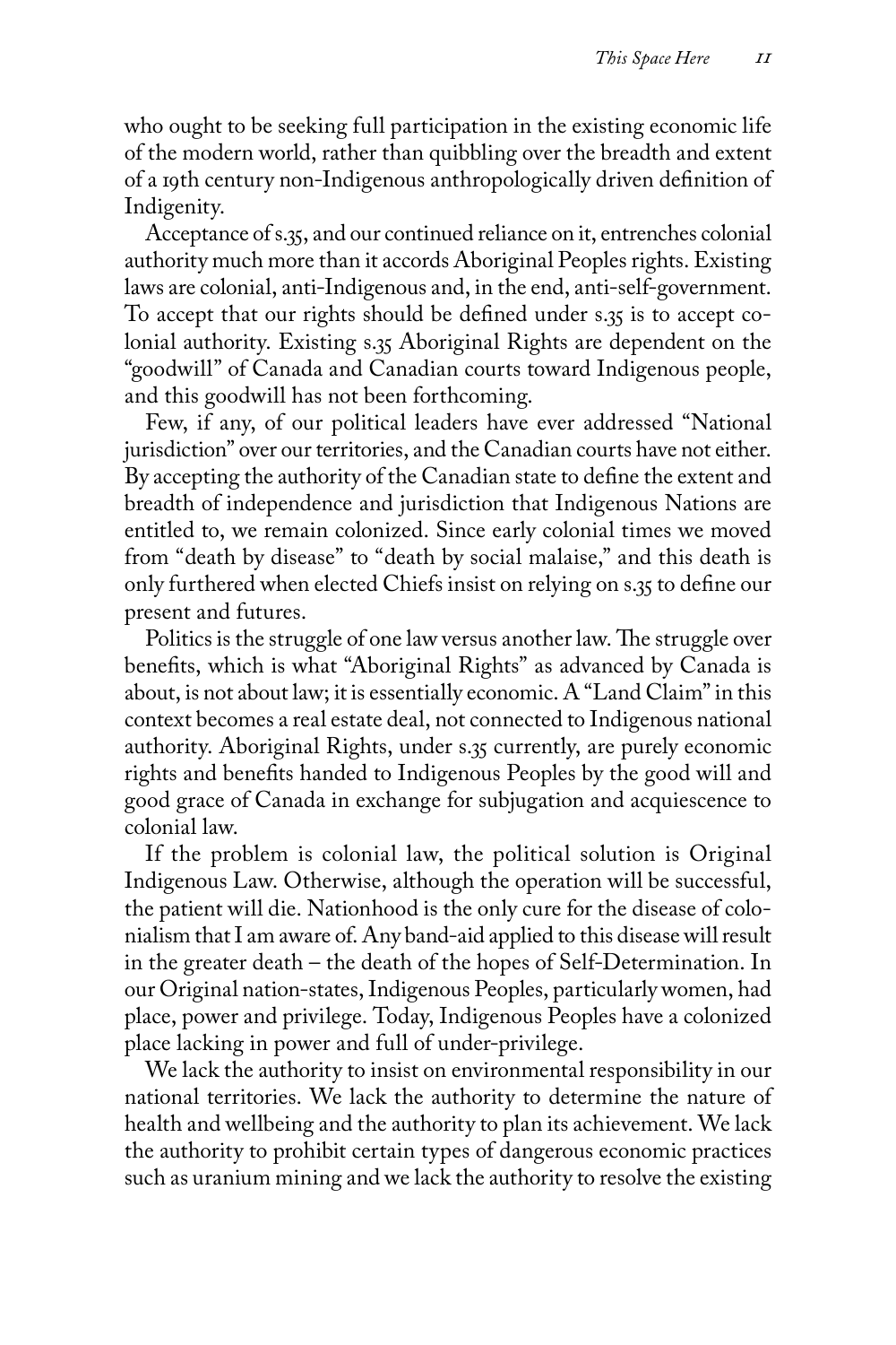who ought to be seeking full participation in the existing economic life of the modern world, rather than quibbling over the breadth and extent of a 19th century non-Indigenous anthropologically driven definition of Indigenity.

Acceptance of s.35, and our continued reliance on it, entrenches colonial authority much more than it accords Aboriginal Peoples rights. Existing laws are colonial, anti-Indigenous and, in the end, anti-self-government. To accept that our rights should be defined under s.35 is to accept colonial authority. Existing s.35 Aboriginal Rights are dependent on the "goodwill" of Canada and Canadian courts toward Indigenous people, and this goodwill has not been forthcoming.

Few, if any, of our political leaders have ever addressed "National jurisdiction" over our territories, and the Canadian courts have not either. By accepting the authority of the Canadian state to define the extent and breadth of independence and jurisdiction that Indigenous Nations are entitled to, we remain colonized. Since early colonial times we moved from "death by disease" to "death by social malaise," and this death is only furthered when elected Chiefs insist on relying on s.35 to define our present and futures.

Politics is the struggle of one law versus another law. The struggle over benefits, which is what "Aboriginal Rights" as advanced by Canada is about, is not about law; it is essentially economic. A "Land Claim" in this context becomes a real estate deal, not connected to Indigenous national authority. Aboriginal Rights, under s.35 currently, are purely economic rights and benefits handed to Indigenous Peoples by the good will and good grace of Canada in exchange for subjugation and acquiescence to colonial law.

If the problem is colonial law, the political solution is Original Indigenous Law. Otherwise, although the operation will be successful, the patient will die. Nationhood is the only cure for the disease of colonialism that I am aware of. Any band-aid applied to this disease will result in the greater death – the death of the hopes of Self-Determination. In our Original nation-states, Indigenous Peoples, particularly women, had place, power and privilege. Today, Indigenous Peoples have a colonized place lacking in power and full of under-privilege.

We lack the authority to insist on environmental responsibility in our national territories. We lack the authority to determine the nature of health and wellbeing and the authority to plan its achievement. We lack the authority to prohibit certain types of dangerous economic practices such as uranium mining and we lack the authority to resolve the existing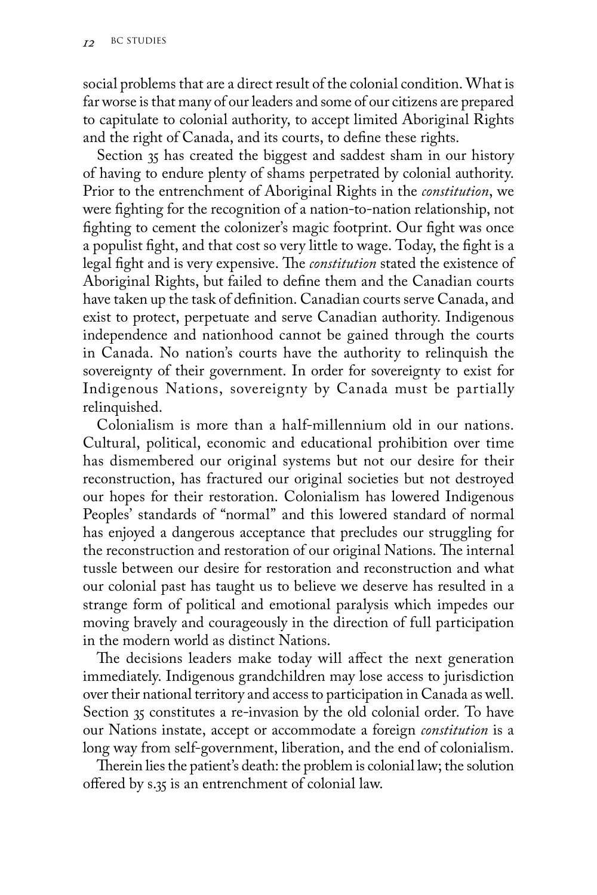social problems that are a direct result of the colonial condition. What is far worse is that many of our leaders and some of our citizens are prepared to capitulate to colonial authority, to accept limited Aboriginal Rights and the right of Canada, and its courts, to define these rights.

Section 35 has created the biggest and saddest sham in our history of having to endure plenty of shams perpetrated by colonial authority. Prior to the entrenchment of Aboriginal Rights in the *constitution*, we were fighting for the recognition of a nation-to-nation relationship, not fighting to cement the colonizer's magic footprint. Our fight was once a populist fight, and that cost so very little to wage. Today, the fight is a legal fight and is very expensive. The *constitution* stated the existence of Aboriginal Rights, but failed to define them and the Canadian courts have taken up the task of definition. Canadian courts serve Canada, and exist to protect, perpetuate and serve Canadian authority. Indigenous independence and nationhood cannot be gained through the courts in Canada. No nation's courts have the authority to relinquish the sovereignty of their government. In order for sovereignty to exist for Indigenous Nations, sovereignty by Canada must be partially relinquished.

Colonialism is more than a half-millennium old in our nations. Cultural, political, economic and educational prohibition over time has dismembered our original systems but not our desire for their reconstruction, has fractured our original societies but not destroyed our hopes for their restoration. Colonialism has lowered Indigenous Peoples' standards of "normal" and this lowered standard of normal has enjoyed a dangerous acceptance that precludes our struggling for the reconstruction and restoration of our original Nations. The internal tussle between our desire for restoration and reconstruction and what our colonial past has taught us to believe we deserve has resulted in a strange form of political and emotional paralysis which impedes our moving bravely and courageously in the direction of full participation in the modern world as distinct Nations.

The decisions leaders make today will affect the next generation immediately. Indigenous grandchildren may lose access to jurisdiction over their national territory and access to participation in Canada as well. Section 35 constitutes a re-invasion by the old colonial order. To have our Nations instate, accept or accommodate a foreign *constitution* is a long way from self-government, liberation, and the end of colonialism.

Therein lies the patient's death: the problem is colonial law; the solution offered by s.35 is an entrenchment of colonial law.